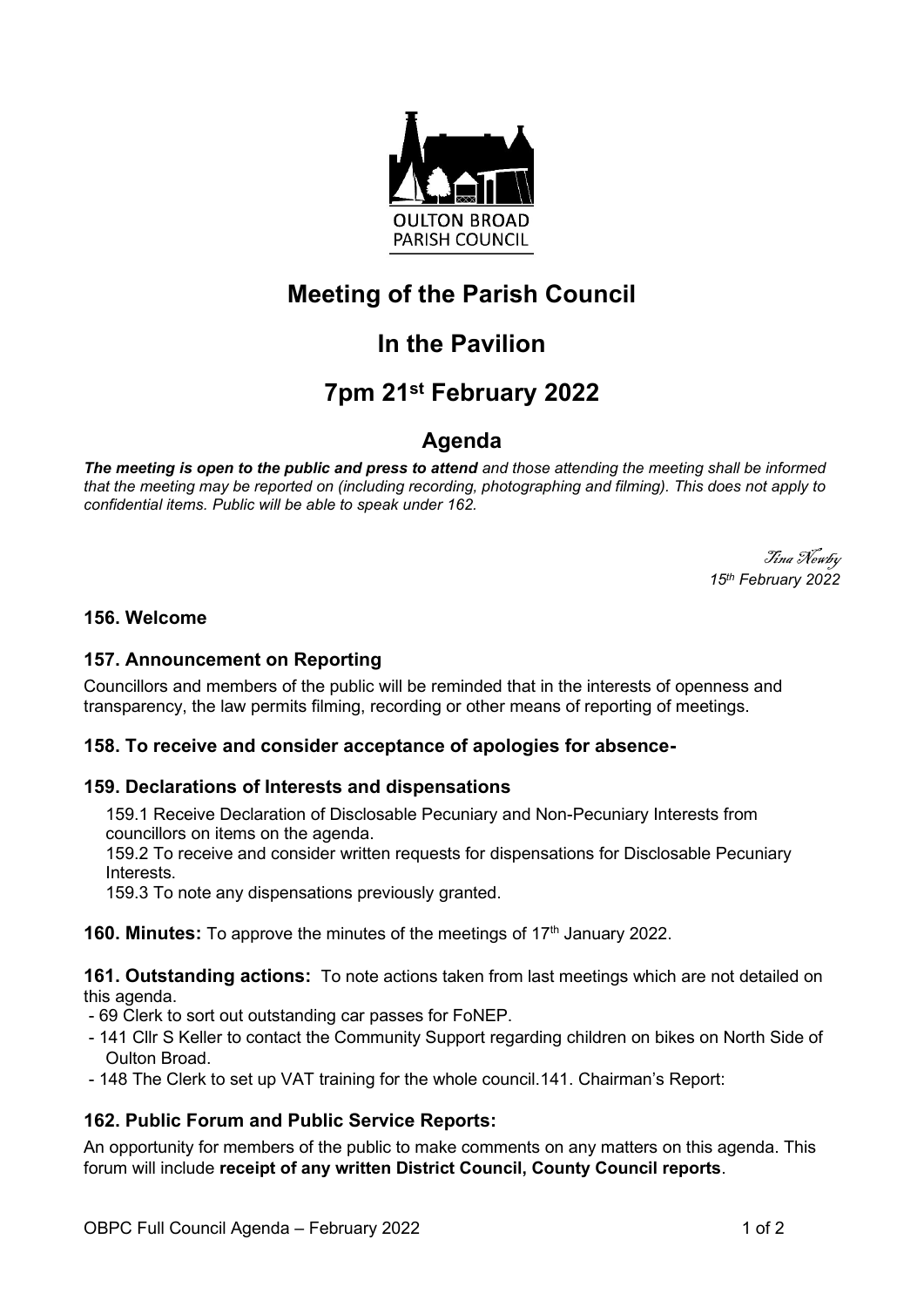OULTON BROAD
PARISH COUNCIL

# Meeting of the Parish Council

# In the Pavilion

# 7pm 21st February 2022

## Agenda

***The meeting is open to the public and press to attend*** *and those attending the meeting shall be informed that the meeting may be reported on (including recording, photographing and filming). This does not apply to confidential items. Public will be able to speak under 162.*

*Tina Newby*
*15th February 2022*

### 156. Welcome

### 157. Announcement on Reporting

Councillors and members of the public will be reminded that in the interests of openness and transparency, the law permits filming, recording or other means of reporting of meetings.

### 158. To receive and consider acceptance of apologies for absence-

### 159. Declarations of Interests and dispensations

159.1 Receive Declaration of Disclosable Pecuniary and Non-Pecuniary Interests from councillors on items on the agenda.
159.2 To receive and consider written requests for dispensations for Disclosable Pecuniary Interests.
159.3 To note any dispensations previously granted.

**160. Minutes:** To approve the minutes of the meetings of 17th January 2022.

**161. Outstanding actions:** To note actions taken from last meetings which are not detailed on this agenda.

- 69 Clerk to sort out outstanding car passes for FoNEP.
- 141 Cllr S Keller to contact the Community Support regarding children on bikes on North Side of Oulton Broad.
- 148 The Clerk to set up VAT training for the whole council.141. Chairman's Report:

### 162. Public Forum and Public Service Reports:

An opportunity for members of the public to make comments on any matters on this agenda. This forum will include **receipt of any written District Council, County Council reports**.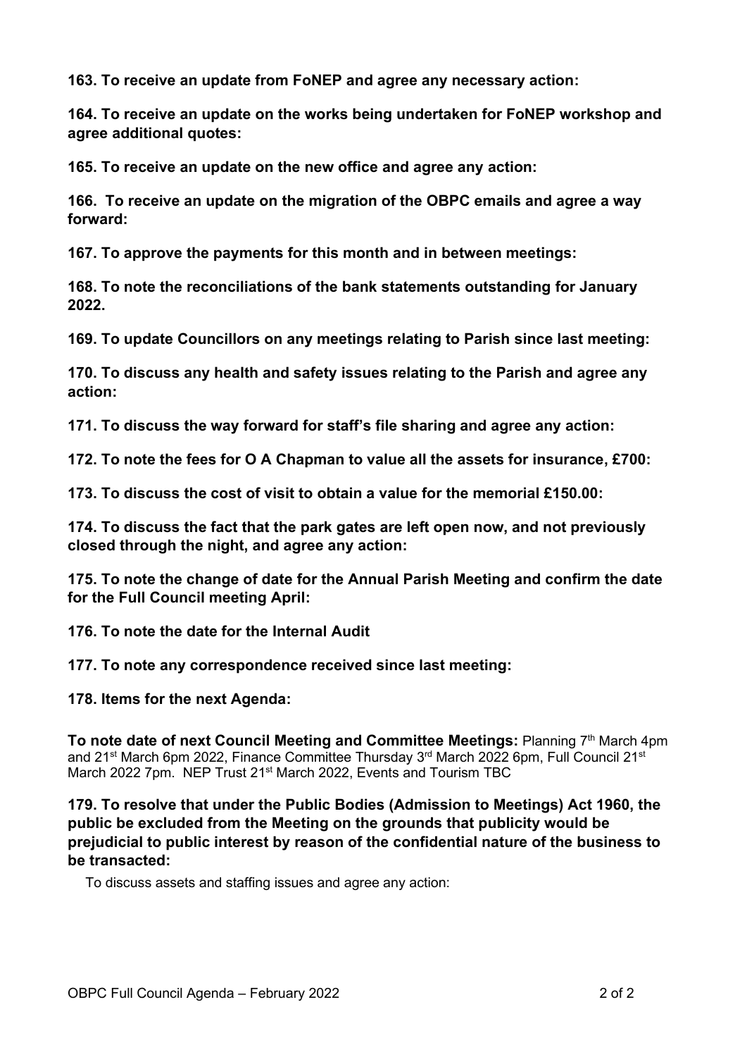**163. To receive an update from FoNEP and agree any necessary action:**

**164. To receive an update on the works being undertaken for FoNEP workshop and agree additional quotes:**

**165. To receive an update on the new office and agree any action:**

**166. To receive an update on the migration of the OBPC emails and agree a way forward:**

**167. To approve the payments for this month and in between meetings:**

**168. To note the reconciliations of the bank statements outstanding for January 2022.**

**169. To update Councillors on any meetings relating to Parish since last meeting:**

**170. To discuss any health and safety issues relating to the Parish and agree any action:**

**171. To discuss the way forward for staff's file sharing and agree any action:**

**172. To note the fees for O A Chapman to value all the assets for insurance, £700:**

**173. To discuss the cost of visit to obtain a value for the memorial £150.00:**

**174. To discuss the fact that the park gates are left open now, and not previously closed through the night, and agree any action:**

**175. To note the change of date for the Annual Parish Meeting and confirm the date for the Full Council meeting April:**

**176. To note the date for the Internal Audit**

**177. To note any correspondence received since last meeting:**

**178. Items for the next Agenda:**

**To note date of next Council Meeting and Committee Meetings:** Planning 7th March 4pm and 21st March 6pm 2022, Finance Committee Thursday 3rd March 2022 6pm, Full Council 21st March 2022 7pm. NEP Trust 21st March 2022, Events and Tourism TBC

**179. To resolve that under the Public Bodies (Admission to Meetings) Act 1960, the public be excluded from the Meeting on the grounds that publicity would be prejudicial to public interest by reason of the confidential nature of the business to be transacted:**

To discuss assets and staffing issues and agree any action: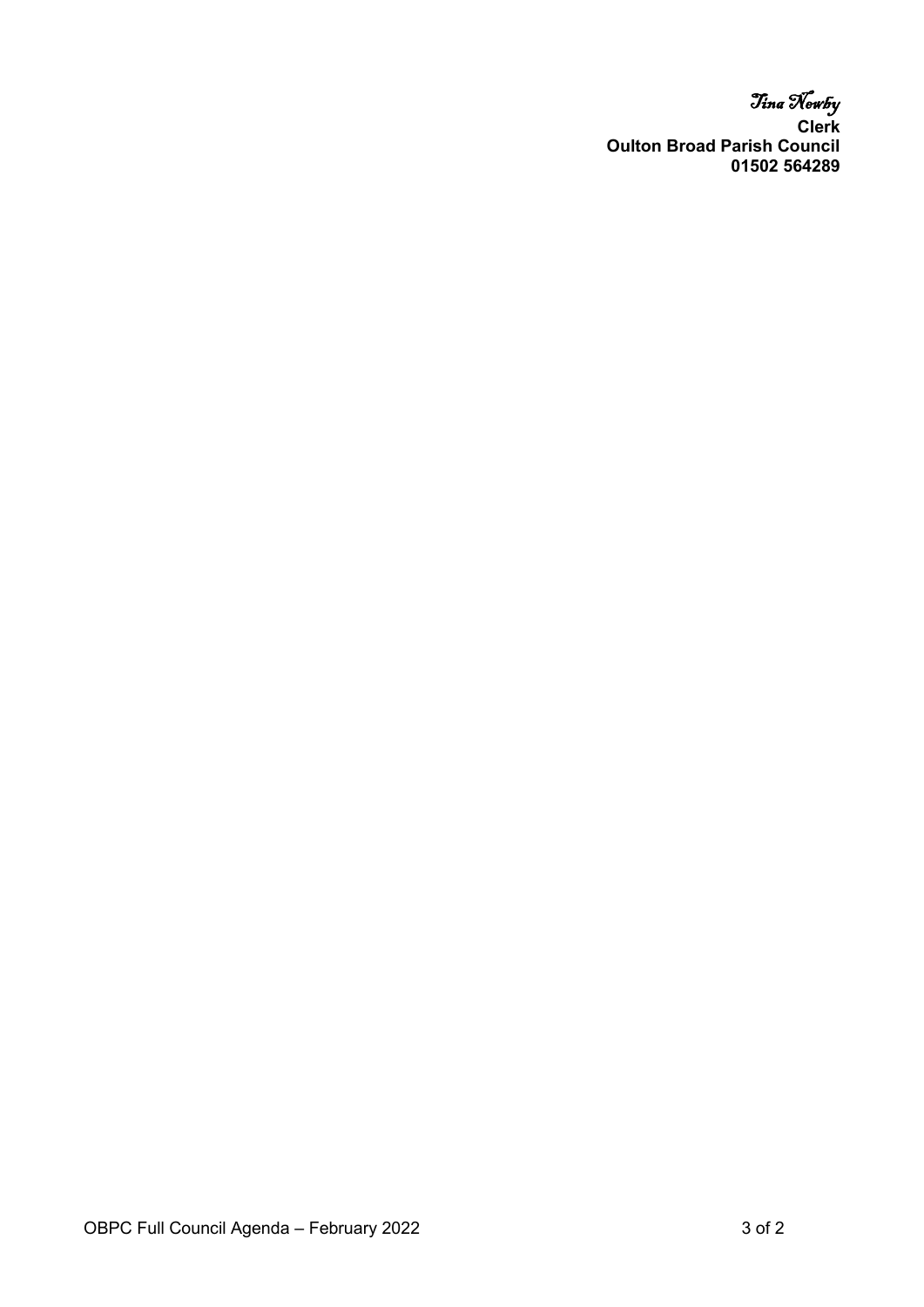*Tina Newby*

**Clerk**
**Oulton Broad Parish Council**
**01502 564289**